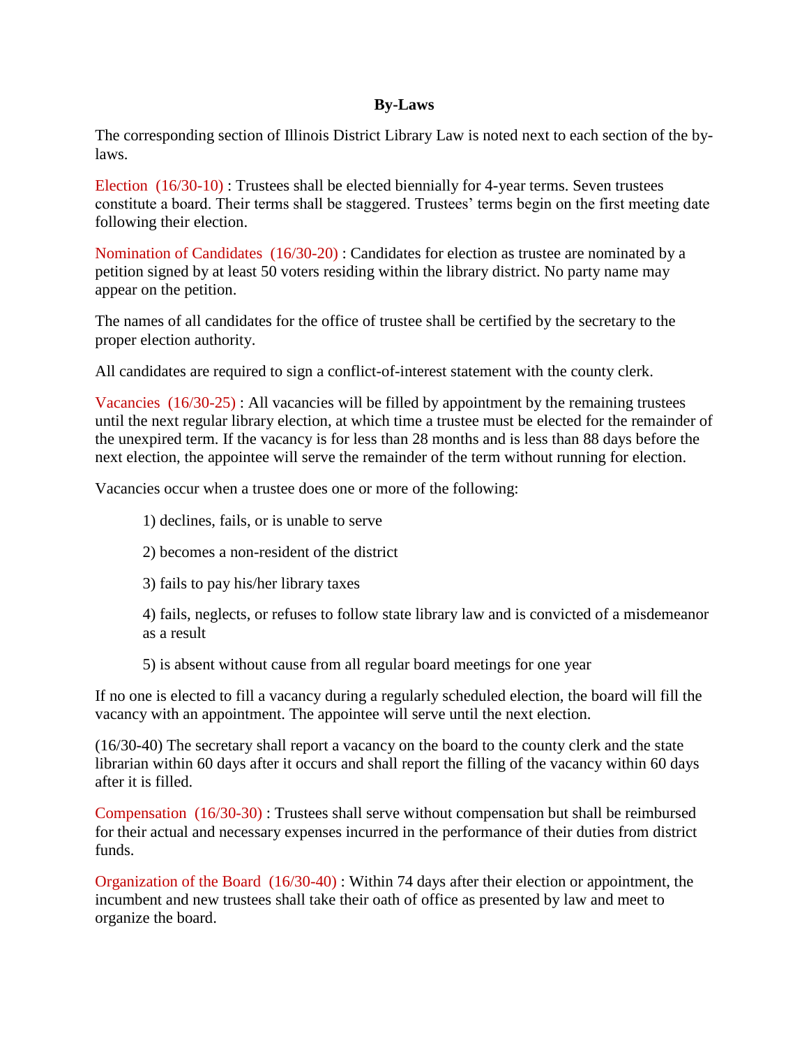# By-Laws

The corresponding section of Illinois District Library Law is noted next to each section of the by-laws.

Election (16/30-10) : Trustees shall be elected biennially for 4-year terms. Seven trustees constitute a board. Their terms shall be staggered. Trustees' terms begin on the first meeting date following their election.

Nomination of Candidates (16/30-20) : Candidates for election as trustee are nominated by a petition signed by at least 50 voters residing within the library district. No party name may appear on the petition.

The names of all candidates for the office of trustee shall be certified by the secretary to the proper election authority.

All candidates are required to sign a conflict-of-interest statement with the county clerk.

Vacancies (16/30-25) : All vacancies will be filled by appointment by the remaining trustees until the next regular library election, at which time a trustee must be elected for the remainder of the unexpired term. If the vacancy is for less than 28 months and is less than 88 days before the next election, the appointee will serve the remainder of the term without running for election.

Vacancies occur when a trustee does one or more of the following:

1) declines, fails, or is unable to serve

2) becomes a non-resident of the district

3) fails to pay his/her library taxes

4) fails, neglects, or refuses to follow state library law and is convicted of a misdemeanor as a result

5) is absent without cause from all regular board meetings for one year

If no one is elected to fill a vacancy during a regularly scheduled election, the board will fill the vacancy with an appointment. The appointee will serve until the next election.

(16/30-40) The secretary shall report a vacancy on the board to the county clerk and the state librarian within 60 days after it occurs and shall report the filling of the vacancy within 60 days after it is filled.

Compensation (16/30-30) : Trustees shall serve without compensation but shall be reimbursed for their actual and necessary expenses incurred in the performance of their duties from district funds.

Organization of the Board (16/30-40) : Within 74 days after their election or appointment, the incumbent and new trustees shall take their oath of office as presented by law and meet to organize the board.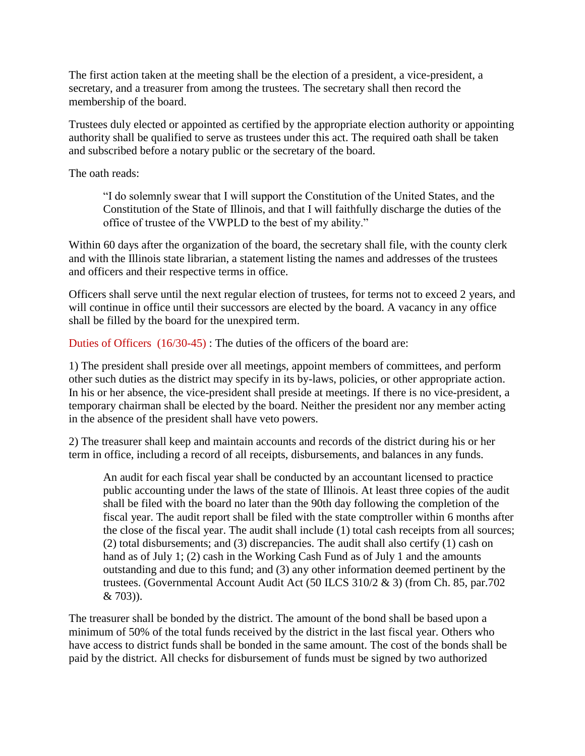The first action taken at the meeting shall be the election of a president, a vice-president, a secretary, and a treasurer from among the trustees. The secretary shall then record the membership of the board.

Trustees duly elected or appointed as certified by the appropriate election authority or appointing authority shall be qualified to serve as trustees under this act. The required oath shall be taken and subscribed before a notary public or the secretary of the board.

The oath reads:

> "I do solemnly swear that I will support the Constitution of the United States, and the Constitution of the State of Illinois, and that I will faithfully discharge the duties of the office of trustee of the VWPLD to the best of my ability."

Within 60 days after the organization of the board, the secretary shall file, with the county clerk and with the Illinois state librarian, a statement listing the names and addresses of the trustees and officers and their respective terms in office.

Officers shall serve until the next regular election of trustees, for terms not to exceed 2 years, and will continue in office until their successors are elected by the board. A vacancy in any office shall be filled by the board for the unexpired term.

Duties of Officers (16/30-45) : The duties of the officers of the board are:

1) The president shall preside over all meetings, appoint members of committees, and perform other such duties as the district may specify in its by-laws, policies, or other appropriate action. In his or her absence, the vice-president shall preside at meetings. If there is no vice-president, a temporary chairman shall be elected by the board. Neither the president nor any member acting in the absence of the president shall have veto powers.

2) The treasurer shall keep and maintain accounts and records of the district during his or her term in office, including a record of all receipts, disbursements, and balances in any funds.

> An audit for each fiscal year shall be conducted by an accountant licensed to practice public accounting under the laws of the state of Illinois. At least three copies of the audit shall be filed with the board no later than the 90th day following the completion of the fiscal year. The audit report shall be filed with the state comptroller within 6 months after the close of the fiscal year. The audit shall include (1) total cash receipts from all sources; (2) total disbursements; and (3) discrepancies. The audit shall also certify (1) cash on hand as of July 1; (2) cash in the Working Cash Fund as of July 1 and the amounts outstanding and due to this fund; and (3) any other information deemed pertinent by the trustees. (Governmental Account Audit Act (50 ILCS 310/2 & 3) (from Ch. 85, par.702 & 703)).

The treasurer shall be bonded by the district. The amount of the bond shall be based upon a minimum of 50% of the total funds received by the district in the last fiscal year. Others who have access to district funds shall be bonded in the same amount. The cost of the bonds shall be paid by the district. All checks for disbursement of funds must be signed by two authorized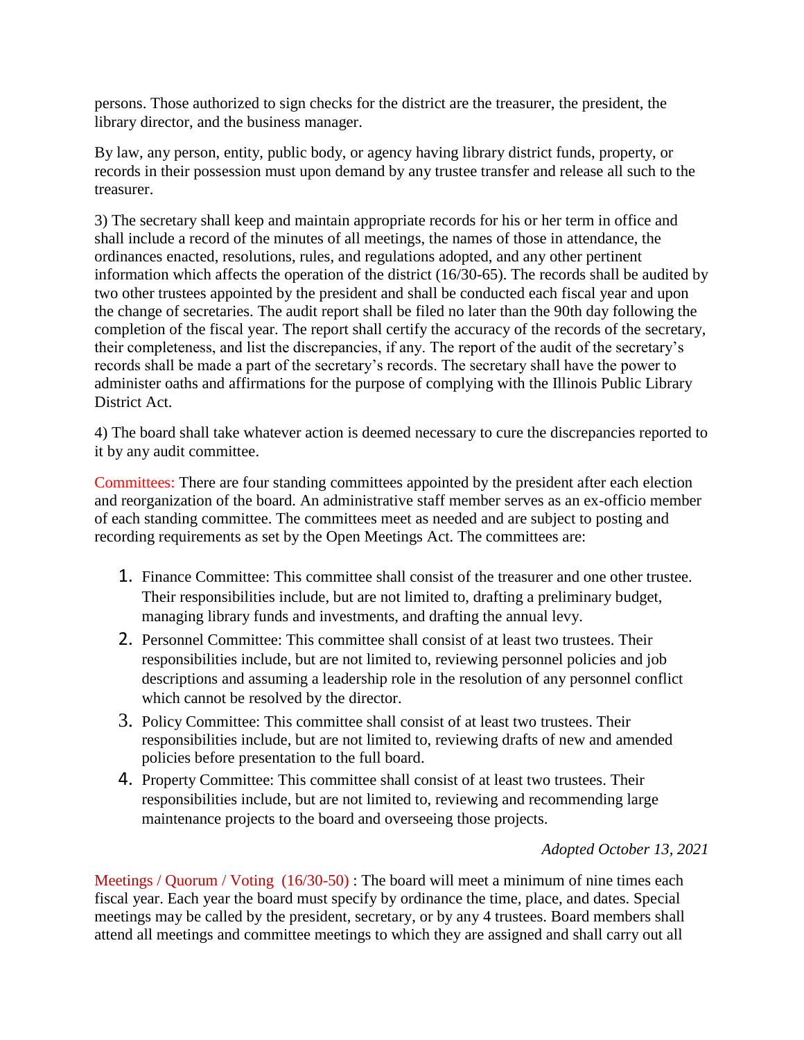persons. Those authorized to sign checks for the district are the treasurer, the president, the library director, and the business manager.

By law, any person, entity, public body, or agency having library district funds, property, or records in their possession must upon demand by any trustee transfer and release all such to the treasurer.

3) The secretary shall keep and maintain appropriate records for his or her term in office and shall include a record of the minutes of all meetings, the names of those in attendance, the ordinances enacted, resolutions, rules, and regulations adopted, and any other pertinent information which affects the operation of the district (16/30-65). The records shall be audited by two other trustees appointed by the president and shall be conducted each fiscal year and upon the change of secretaries. The audit report shall be filed no later than the 90th day following the completion of the fiscal year. The report shall certify the accuracy of the records of the secretary, their completeness, and list the discrepancies, if any. The report of the audit of the secretary's records shall be made a part of the secretary's records. The secretary shall have the power to administer oaths and affirmations for the purpose of complying with the Illinois Public Library District Act.

4) The board shall take whatever action is deemed necessary to cure the discrepancies reported to it by any audit committee.

Committees: There are four standing committees appointed by the president after each election and reorganization of the board. An administrative staff member serves as an ex-officio member of each standing committee. The committees meet as needed and are subject to posting and recording requirements as set by the Open Meetings Act. The committees are:

1. Finance Committee: This committee shall consist of the treasurer and one other trustee. Their responsibilities include, but are not limited to, drafting a preliminary budget, managing library funds and investments, and drafting the annual levy.
2. Personnel Committee: This committee shall consist of at least two trustees. Their responsibilities include, but are not limited to, reviewing personnel policies and job descriptions and assuming a leadership role in the resolution of any personnel conflict which cannot be resolved by the director.
3. Policy Committee: This committee shall consist of at least two trustees. Their responsibilities include, but are not limited to, reviewing drafts of new and amended policies before presentation to the full board.
4. Property Committee: This committee shall consist of at least two trustees. Their responsibilities include, but are not limited to, reviewing and recommending large maintenance projects to the board and overseeing those projects.

*Adopted October 13, 2021*

Meetings / Quorum / Voting (16/30-50) : The board will meet a minimum of nine times each fiscal year. Each year the board must specify by ordinance the time, place, and dates. Special meetings may be called by the president, secretary, or by any 4 trustees. Board members shall attend all meetings and committee meetings to which they are assigned and shall carry out all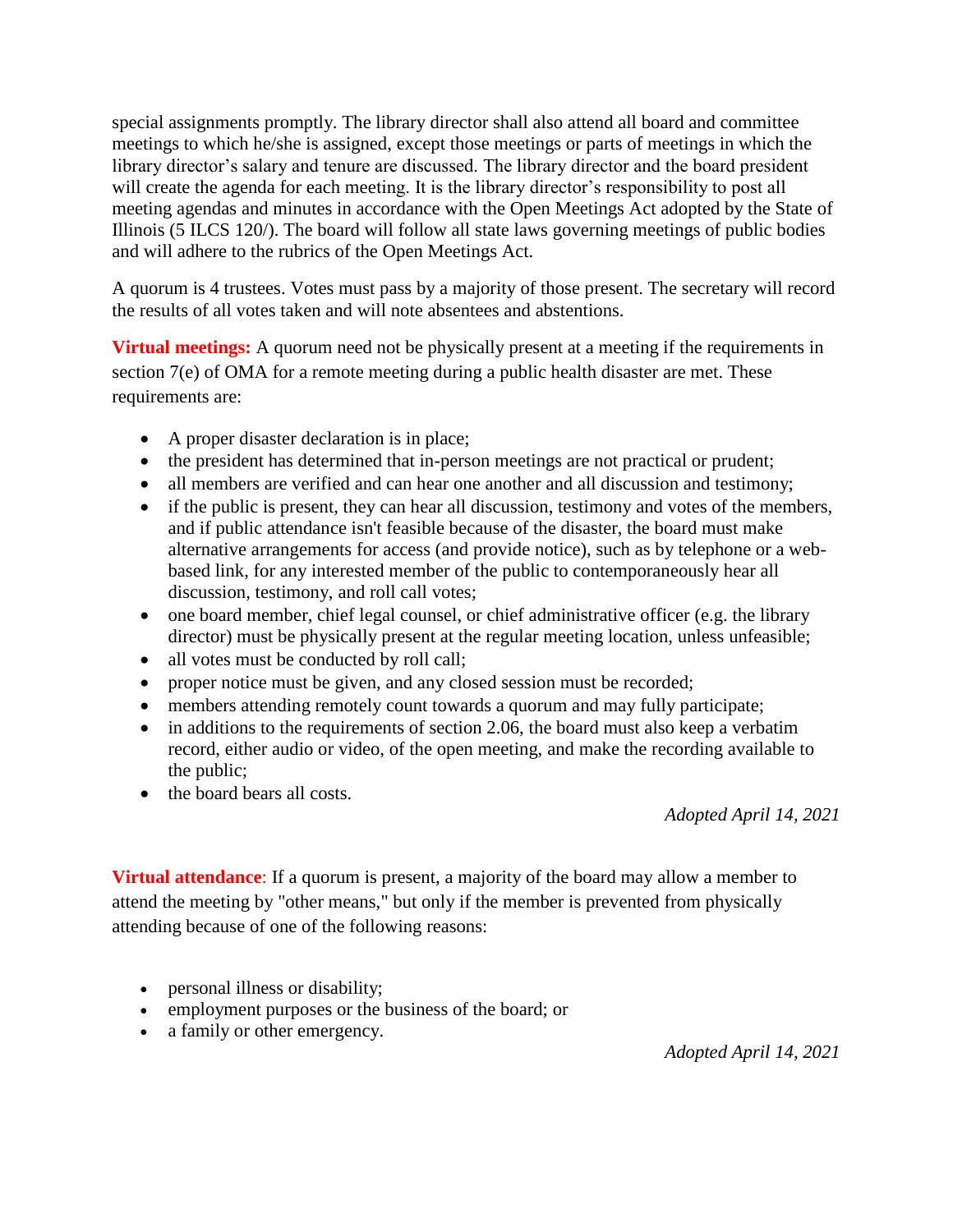special assignments promptly. The library director shall also attend all board and committee meetings to which he/she is assigned, except those meetings or parts of meetings in which the library director's salary and tenure are discussed. The library director and the board president will create the agenda for each meeting. It is the library director's responsibility to post all meeting agendas and minutes in accordance with the Open Meetings Act adopted by the State of Illinois (5 ILCS 120/). The board will follow all state laws governing meetings of public bodies and will adhere to the rubrics of the Open Meetings Act.

A quorum is 4 trustees. Votes must pass by a majority of those present. The secretary will record the results of all votes taken and will note absentees and abstentions.

**Virtual meetings:** A quorum need not be physically present at a meeting if the requirements in section 7(e) of OMA for a remote meeting during a public health disaster are met. These requirements are:

- A proper disaster declaration is in place;
- the president has determined that in-person meetings are not practical or prudent;
- all members are verified and can hear one another and all discussion and testimony;
- if the public is present, they can hear all discussion, testimony and votes of the members, and if public attendance isn't feasible because of the disaster, the board must make alternative arrangements for access (and provide notice), such as by telephone or a web-based link, for any interested member of the public to contemporaneously hear all discussion, testimony, and roll call votes;
- one board member, chief legal counsel, or chief administrative officer (e.g. the library director) must be physically present at the regular meeting location, unless unfeasible;
- all votes must be conducted by roll call;
- proper notice must be given, and any closed session must be recorded;
- members attending remotely count towards a quorum and may fully participate;
- in additions to the requirements of section 2.06, the board must also keep a verbatim record, either audio or video, of the open meeting, and make the recording available to the public;
- the board bears all costs.

*Adopted April 14, 2021*

**Virtual attendance**: If a quorum is present, a majority of the board may allow a member to attend the meeting by "other means," but only if the member is prevented from physically attending because of one of the following reasons:

- personal illness or disability;
- employment purposes or the business of the board; or
- a family or other emergency.

*Adopted April 14, 2021*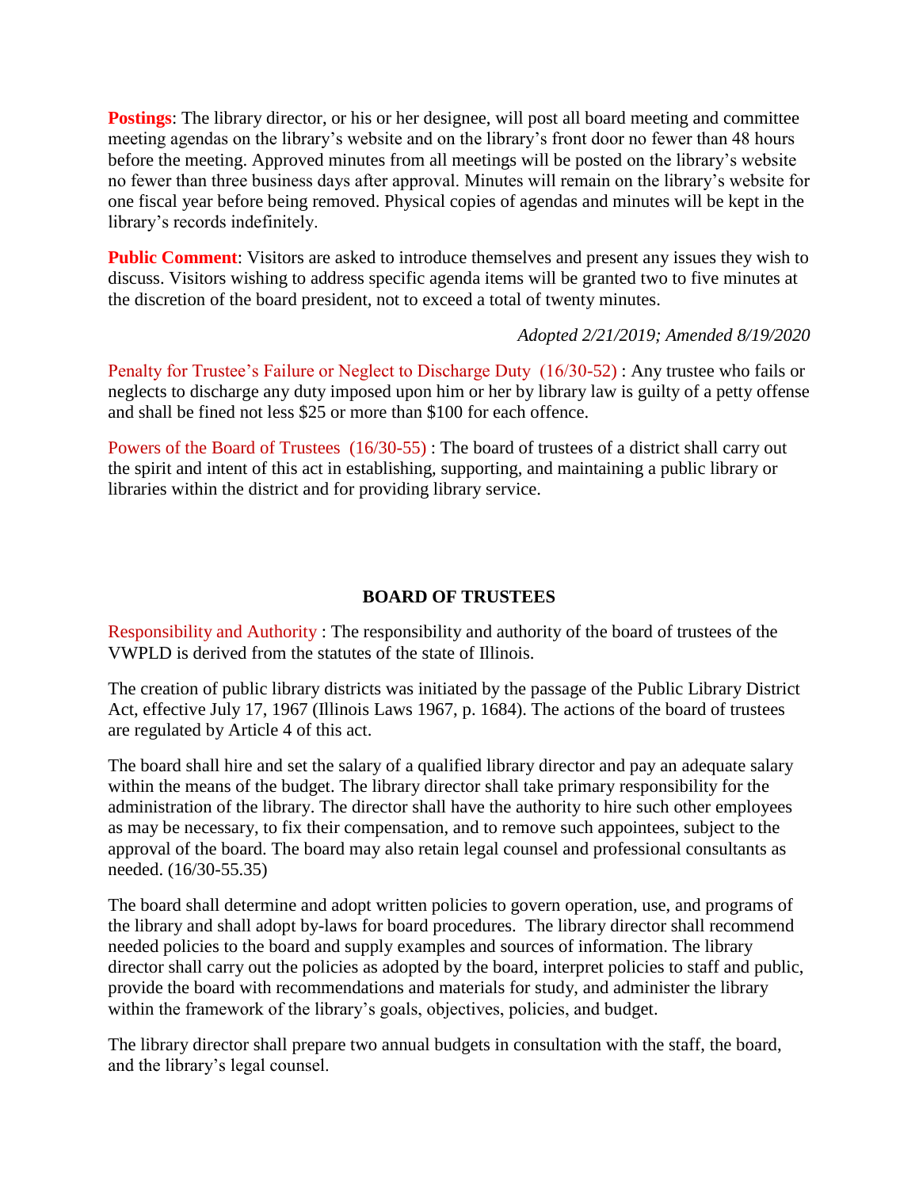**Postings**: The library director, or his or her designee, will post all board meeting and committee meeting agendas on the library's website and on the library's front door no fewer than 48 hours before the meeting. Approved minutes from all meetings will be posted on the library's website no fewer than three business days after approval. Minutes will remain on the library's website for one fiscal year before being removed. Physical copies of agendas and minutes will be kept in the library's records indefinitely.

**Public Comment**: Visitors are asked to introduce themselves and present any issues they wish to discuss. Visitors wishing to address specific agenda items will be granted two to five minutes at the discretion of the board president, not to exceed a total of twenty minutes.

*Adopted 2/21/2019; Amended 8/19/2020*

Penalty for Trustee's Failure or Neglect to Discharge Duty (16/30-52) : Any trustee who fails or neglects to discharge any duty imposed upon him or her by library law is guilty of a petty offense and shall be fined not less $25 or more than $100 for each offence.

Powers of the Board of Trustees (16/30-55) : The board of trustees of a district shall carry out the spirit and intent of this act in establishing, supporting, and maintaining a public library or libraries within the district and for providing library service.

## BOARD OF TRUSTEES

Responsibility and Authority : The responsibility and authority of the board of trustees of the VWPLD is derived from the statutes of the state of Illinois.

The creation of public library districts was initiated by the passage of the Public Library District Act, effective July 17, 1967 (Illinois Laws 1967, p. 1684). The actions of the board of trustees are regulated by Article 4 of this act.

The board shall hire and set the salary of a qualified library director and pay an adequate salary within the means of the budget. The library director shall take primary responsibility for the administration of the library. The director shall have the authority to hire such other employees as may be necessary, to fix their compensation, and to remove such appointees, subject to the approval of the board. The board may also retain legal counsel and professional consultants as needed. (16/30-55.35)

The board shall determine and adopt written policies to govern operation, use, and programs of the library and shall adopt by-laws for board procedures. The library director shall recommend needed policies to the board and supply examples and sources of information. The library director shall carry out the policies as adopted by the board, interpret policies to staff and public, provide the board with recommendations and materials for study, and administer the library within the framework of the library's goals, objectives, policies, and budget.

The library director shall prepare two annual budgets in consultation with the staff, the board, and the library's legal counsel.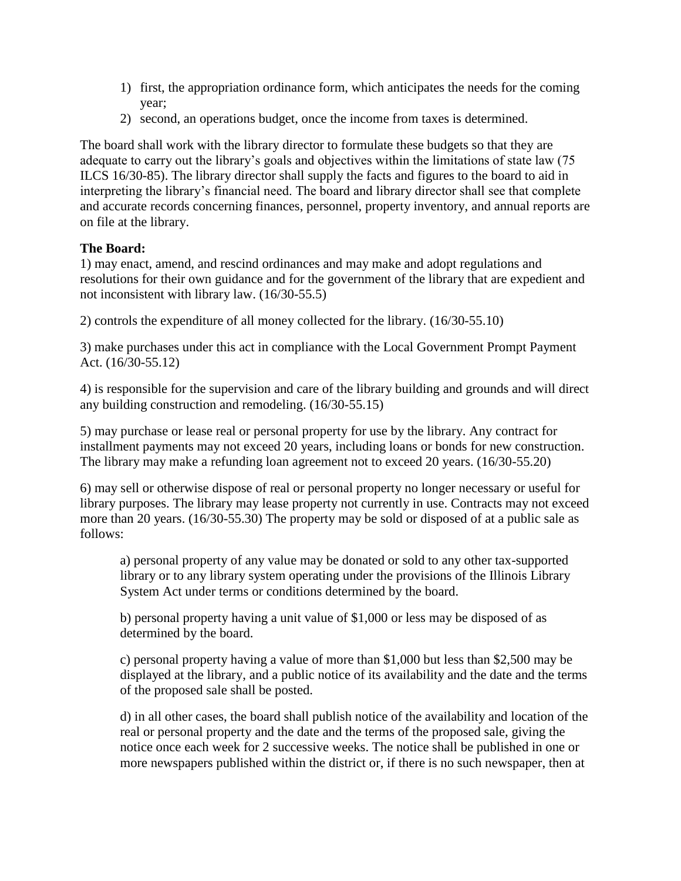1) first, the appropriation ordinance form, which anticipates the needs for the coming year;
2) second, an operations budget, once the income from taxes is determined.

The board shall work with the library director to formulate these budgets so that they are adequate to carry out the library's goals and objectives within the limitations of state law (75 ILCS 16/30-85). The library director shall supply the facts and figures to the board to aid in interpreting the library's financial need. The board and library director shall see that complete and accurate records concerning finances, personnel, property inventory, and annual reports are on file at the library.

**The Board:**

1) may enact, amend, and rescind ordinances and may make and adopt regulations and resolutions for their own guidance and for the government of the library that are expedient and not inconsistent with library law. (16/30-55.5)

2) controls the expenditure of all money collected for the library. (16/30-55.10)

3) make purchases under this act in compliance with the Local Government Prompt Payment Act. (16/30-55.12)

4) is responsible for the supervision and care of the library building and grounds and will direct any building construction and remodeling. (16/30-55.15)

5) may purchase or lease real or personal property for use by the library. Any contract for installment payments may not exceed 20 years, including loans or bonds for new construction. The library may make a refunding loan agreement not to exceed 20 years. (16/30-55.20)

6) may sell or otherwise dispose of real or personal property no longer necessary or useful for library purposes. The library may lease property not currently in use. Contracts may not exceed more than 20 years. (16/30-55.30) The property may be sold or disposed of at a public sale as follows:

> a) personal property of any value may be donated or sold to any other tax-supported library or to any library system operating under the provisions of the Illinois Library System Act under terms or conditions determined by the board.
>
> b) personal property having a unit value of $1,000 or less may be disposed of as determined by the board.
>
> c) personal property having a value of more than $1,000 but less than $2,500 may be displayed at the library, and a public notice of its availability and the date and the terms of the proposed sale shall be posted.
>
> d) in all other cases, the board shall publish notice of the availability and location of the real or personal property and the date and the terms of the proposed sale, giving the notice once each week for 2 successive weeks. The notice shall be published in one or more newspapers published within the district or, if there is no such newspaper, then at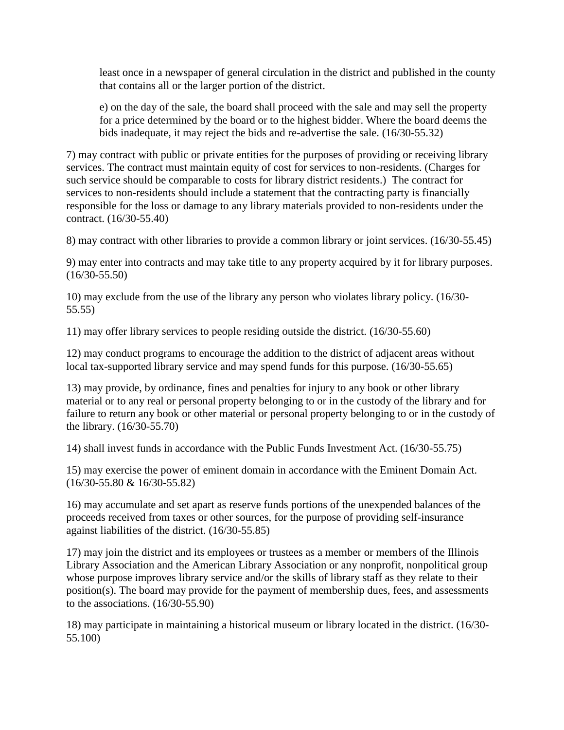least once in a newspaper of general circulation in the district and published in the county that contains all or the larger portion of the district.

e) on the day of the sale, the board shall proceed with the sale and may sell the property for a price determined by the board or to the highest bidder. Where the board deems the bids inadequate, it may reject the bids and re-advertise the sale. (16/30-55.32)

7) may contract with public or private entities for the purposes of providing or receiving library services. The contract must maintain equity of cost for services to non-residents. (Charges for such service should be comparable to costs for library district residents.) The contract for services to non-residents should include a statement that the contracting party is financially responsible for the loss or damage to any library materials provided to non-residents under the contract. (16/30-55.40)

8) may contract with other libraries to provide a common library or joint services. (16/30-55.45)

9) may enter into contracts and may take title to any property acquired by it for library purposes. (16/30-55.50)

10) may exclude from the use of the library any person who violates library policy. (16/30-55.55)

11) may offer library services to people residing outside the district. (16/30-55.60)

12) may conduct programs to encourage the addition to the district of adjacent areas without local tax-supported library service and may spend funds for this purpose. (16/30-55.65)

13) may provide, by ordinance, fines and penalties for injury to any book or other library material or to any real or personal property belonging to or in the custody of the library and for failure to return any book or other material or personal property belonging to or in the custody of the library. (16/30-55.70)

14) shall invest funds in accordance with the Public Funds Investment Act. (16/30-55.75)

15) may exercise the power of eminent domain in accordance with the Eminent Domain Act. (16/30-55.80 & 16/30-55.82)

16) may accumulate and set apart as reserve funds portions of the unexpended balances of the proceeds received from taxes or other sources, for the purpose of providing self-insurance against liabilities of the district. (16/30-55.85)

17) may join the district and its employees or trustees as a member or members of the Illinois Library Association and the American Library Association or any nonprofit, nonpolitical group whose purpose improves library service and/or the skills of library staff as they relate to their position(s). The board may provide for the payment of membership dues, fees, and assessments to the associations. (16/30-55.90)

18) may participate in maintaining a historical museum or library located in the district. (16/30-55.100)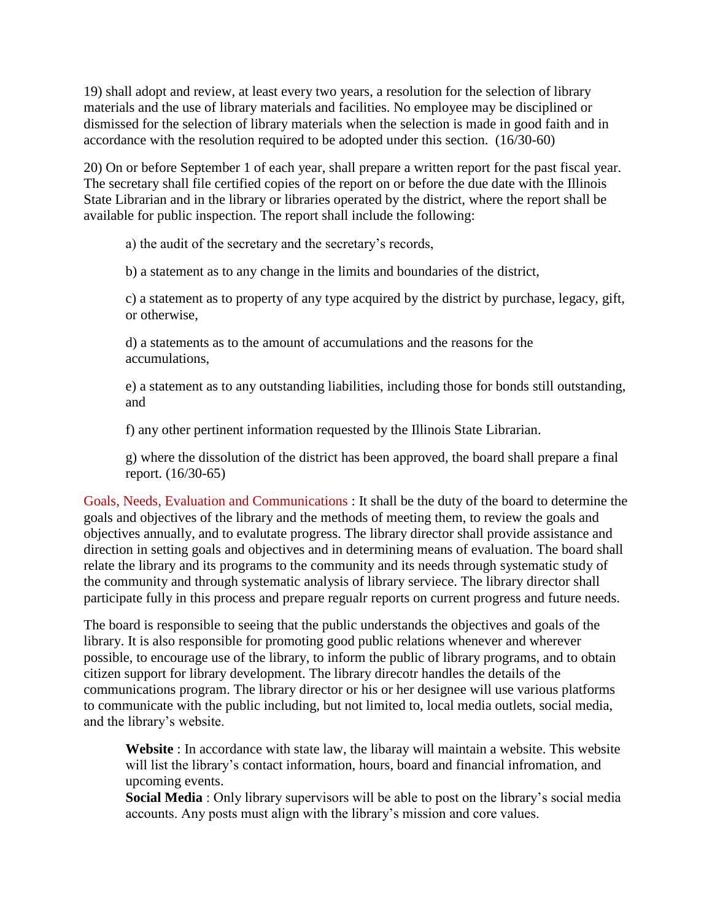19) shall adopt and review, at least every two years, a resolution for the selection of library materials and the use of library materials and facilities. No employee may be disciplined or dismissed for the selection of library materials when the selection is made in good faith and in accordance with the resolution required to be adopted under this section. (16/30-60)

20) On or before September 1 of each year, shall prepare a written report for the past fiscal year. The secretary shall file certified copies of the report on or before the due date with the Illinois State Librarian and in the library or libraries operated by the district, where the report shall be available for public inspection. The report shall include the following:

a) the audit of the secretary and the secretary's records,

b) a statement as to any change in the limits and boundaries of the district,

c) a statement as to property of any type acquired by the district by purchase, legacy, gift, or otherwise,

d) a statements as to the amount of accumulations and the reasons for the accumulations,

e) a statement as to any outstanding liabilities, including those for bonds still outstanding, and

f) any other pertinent information requested by the Illinois State Librarian.

g) where the dissolution of the district has been approved, the board shall prepare a final report. (16/30-65)

Goals, Needs, Evaluation and Communications : It shall be the duty of the board to determine the goals and objectives of the library and the methods of meeting them, to review the goals and objectives annually, and to evalutate progress. The library director shall provide assistance and direction in setting goals and objectives and in determining means of evaluation. The board shall relate the library and its programs to the community and its needs through systematic study of the community and through systematic analysis of library serviece. The library director shall participate fully in this process and prepare regualr reports on current progress and future needs.

The board is responsible to seeing that the public understands the objectives and goals of the library. It is also responsible for promoting good public relations whenever and wherever possible, to encourage use of the library, to inform the public of library programs, and to obtain citizen support for library development. The library direcotr handles the details of the communications program. The library director or his or her designee will use various platforms to communicate with the public including, but not limited to, local media outlets, social media, and the library's website.

**Website** : In accordance with state law, the libaray will maintain a website. This website will list the library's contact information, hours, board and financial infromation, and upcoming events.
**Social Media** : Only library supervisors will be able to post on the library's social media accounts. Any posts must align with the library's mission and core values.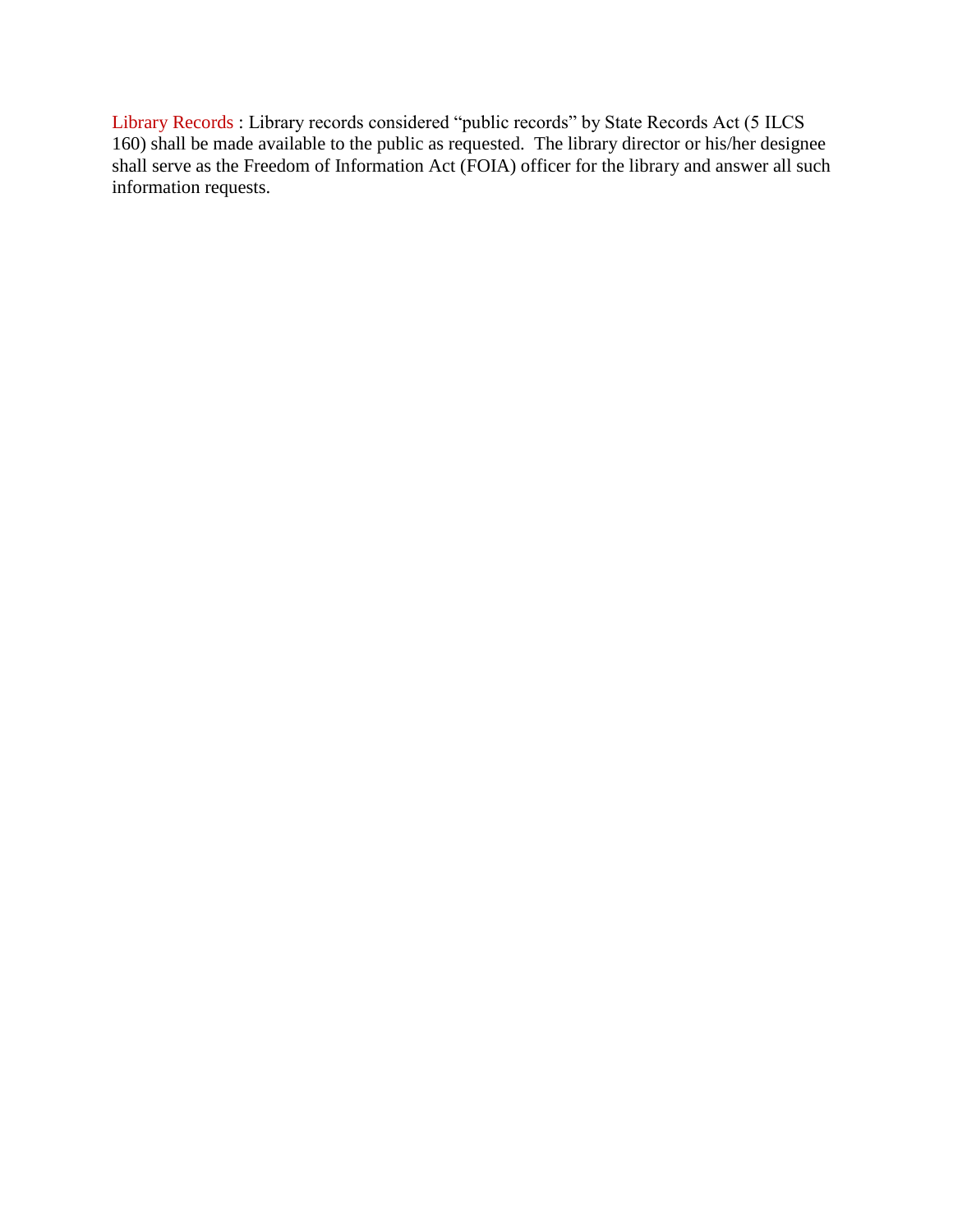Library Records : Library records considered "public records" by State Records Act (5 ILCS 160) shall be made available to the public as requested. The library director or his/her designee shall serve as the Freedom of Information Act (FOIA) officer for the library and answer all such information requests.